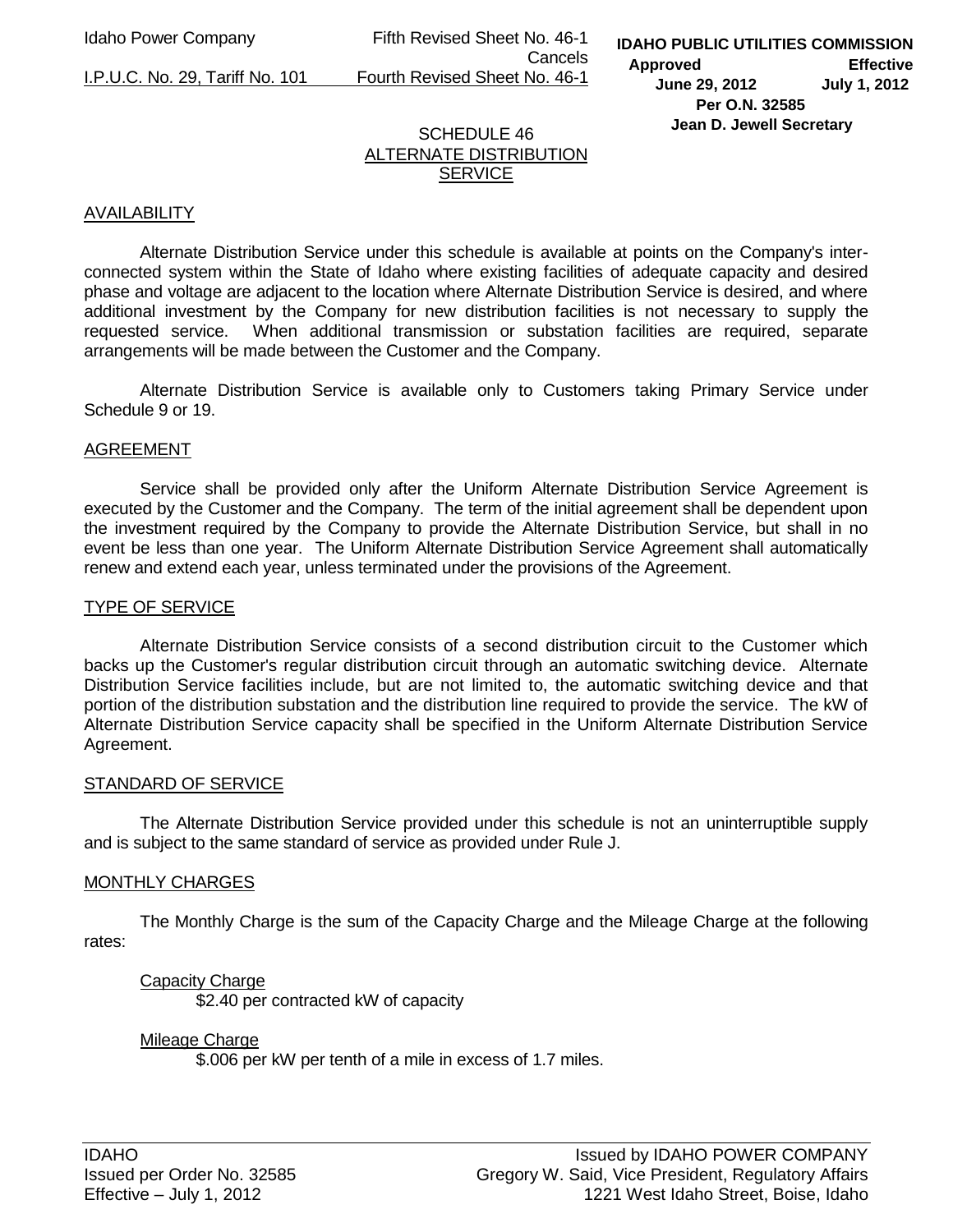Idaho Power Company

I.P.U.C. No. 29, Tariff No. 101

Fifth Revised Sheet No. 46-1
Cancels
Fourth Revised Sheet No. 46-1

**IDAHO PUBLIC UTILITIES COMMISSION**
**Approved** **Effective**
**June 29, 2012** **July 1, 2012**
**Per O.N. 32585**
**Jean D. Jewell Secretary**

# SCHEDULE 46
# ALTERNATE DISTRIBUTION SERVICE

## AVAILABILITY

Alternate Distribution Service under this schedule is available at points on the Company's inter-connected system within the State of Idaho where existing facilities of adequate capacity and desired phase and voltage are adjacent to the location where Alternate Distribution Service is desired, and where additional investment by the Company for new distribution facilities is not necessary to supply the requested service. When additional transmission or substation facilities are required, separate arrangements will be made between the Customer and the Company.

Alternate Distribution Service is available only to Customers taking Primary Service under Schedule 9 or 19.

## AGREEMENT

Service shall be provided only after the Uniform Alternate Distribution Service Agreement is executed by the Customer and the Company. The term of the initial agreement shall be dependent upon the investment required by the Company to provide the Alternate Distribution Service, but shall in no event be less than one year. The Uniform Alternate Distribution Service Agreement shall automatically renew and extend each year, unless terminated under the provisions of the Agreement.

## TYPE OF SERVICE

Alternate Distribution Service consists of a second distribution circuit to the Customer which backs up the Customer's regular distribution circuit through an automatic switching device. Alternate Distribution Service facilities include, but are not limited to, the automatic switching device and that portion of the distribution substation and the distribution line required to provide the service. The kW of Alternate Distribution Service capacity shall be specified in the Uniform Alternate Distribution Service Agreement.

## STANDARD OF SERVICE

The Alternate Distribution Service provided under this schedule is not an uninterruptible supply and is subject to the same standard of service as provided under Rule J.

## MONTHLY CHARGES

The Monthly Charge is the sum of the Capacity Charge and the Mileage Charge at the following rates:

Capacity Charge
$2.40 per contracted kW of capacity

Mileage Charge
$.006 per kW per tenth of a mile in excess of 1.7 miles.

IDAHO
Issued per Order No. 32585
Effective – July 1, 2012

Issued by IDAHO POWER COMPANY
Gregory W. Said, Vice President, Regulatory Affairs
1221 West Idaho Street, Boise, Idaho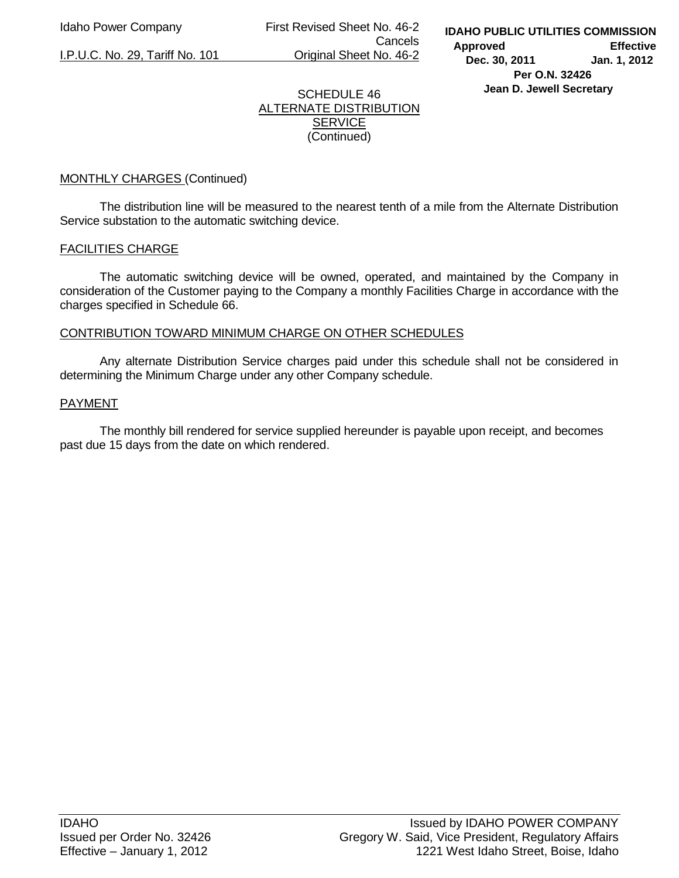SCHEDULE 46
ALTERNATE DISTRIBUTION SERVICE
(Continued)

MONTHLY CHARGES (Continued)

The distribution line will be measured to the nearest tenth of a mile from the Alternate Distribution Service substation to the automatic switching device.

FACILITIES CHARGE

The automatic switching device will be owned, operated, and maintained by the Company in consideration of the Customer paying to the Company a monthly Facilities Charge in accordance with the charges specified in Schedule 66.

CONTRIBUTION TOWARD MINIMUM CHARGE ON OTHER SCHEDULES

Any alternate Distribution Service charges paid under this schedule shall not be considered in determining the Minimum Charge under any other Company schedule.

PAYMENT

The monthly bill rendered for service supplied hereunder is payable upon receipt, and becomes past due 15 days from the date on which rendered.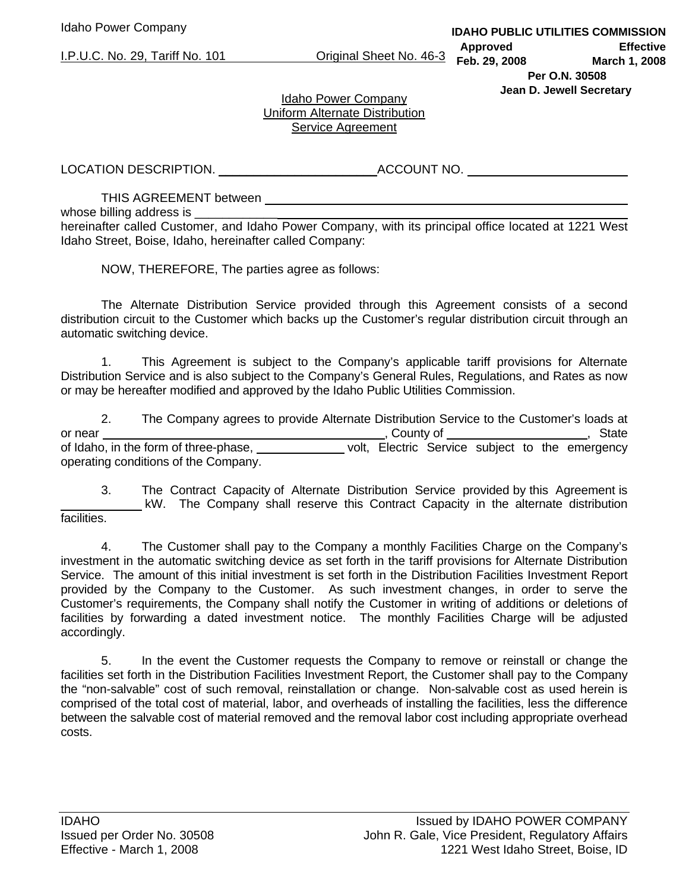# Idaho Power Company
# Uniform Alternate Distribution
# Service Agreement

LOCATION DESCRIPTION. ________________________ ACCOUNT NO. ________________________

THIS AGREEMENT between ____________________________________________________________
whose billing address is ____________________________________________________________
hereinafter called Customer, and Idaho Power Company, with its principal office located at 1221 West Idaho Street, Boise, Idaho, hereinafter called Company:

NOW, THEREFORE, The parties agree as follows:

The Alternate Distribution Service provided through this Agreement consists of a second distribution circuit to the Customer which backs up the Customer's regular distribution circuit through an automatic switching device.

1. This Agreement is subject to the Company's applicable tariff provisions for Alternate Distribution Service and is also subject to the Company's General Rules, Regulations, and Rates as now or may be hereafter modified and approved by the Idaho Public Utilities Commission.

2. The Company agrees to provide Alternate Distribution Service to the Customer's loads at or near ________________________________________, County of ____________________, State of Idaho, in the form of three-phase, ____________ volt, Electric Service subject to the emergency operating conditions of the Company.

3. The Contract Capacity of Alternate Distribution Service provided by this Agreement is ____________ kW. The Company shall reserve this Contract Capacity in the alternate distribution facilities.

4. The Customer shall pay to the Company a monthly Facilities Charge on the Company's investment in the automatic switching device as set forth in the tariff provisions for Alternate Distribution Service. The amount of this initial investment is set forth in the Distribution Facilities Investment Report provided by the Company to the Customer. As such investment changes, in order to serve the Customer's requirements, the Company shall notify the Customer in writing of additions or deletions of facilities by forwarding a dated investment notice. The monthly Facilities Charge will be adjusted accordingly.

5. In the event the Customer requests the Company to remove or reinstall or change the facilities set forth in the Distribution Facilities Investment Report, the Customer shall pay to the Company the "non-salvable" cost of such removal, reinstallation or change. Non-salvable cost as used herein is comprised of the total cost of material, labor, and overheads of installing the facilities, less the difference between the salvable cost of material removed and the removal labor cost including appropriate overhead costs.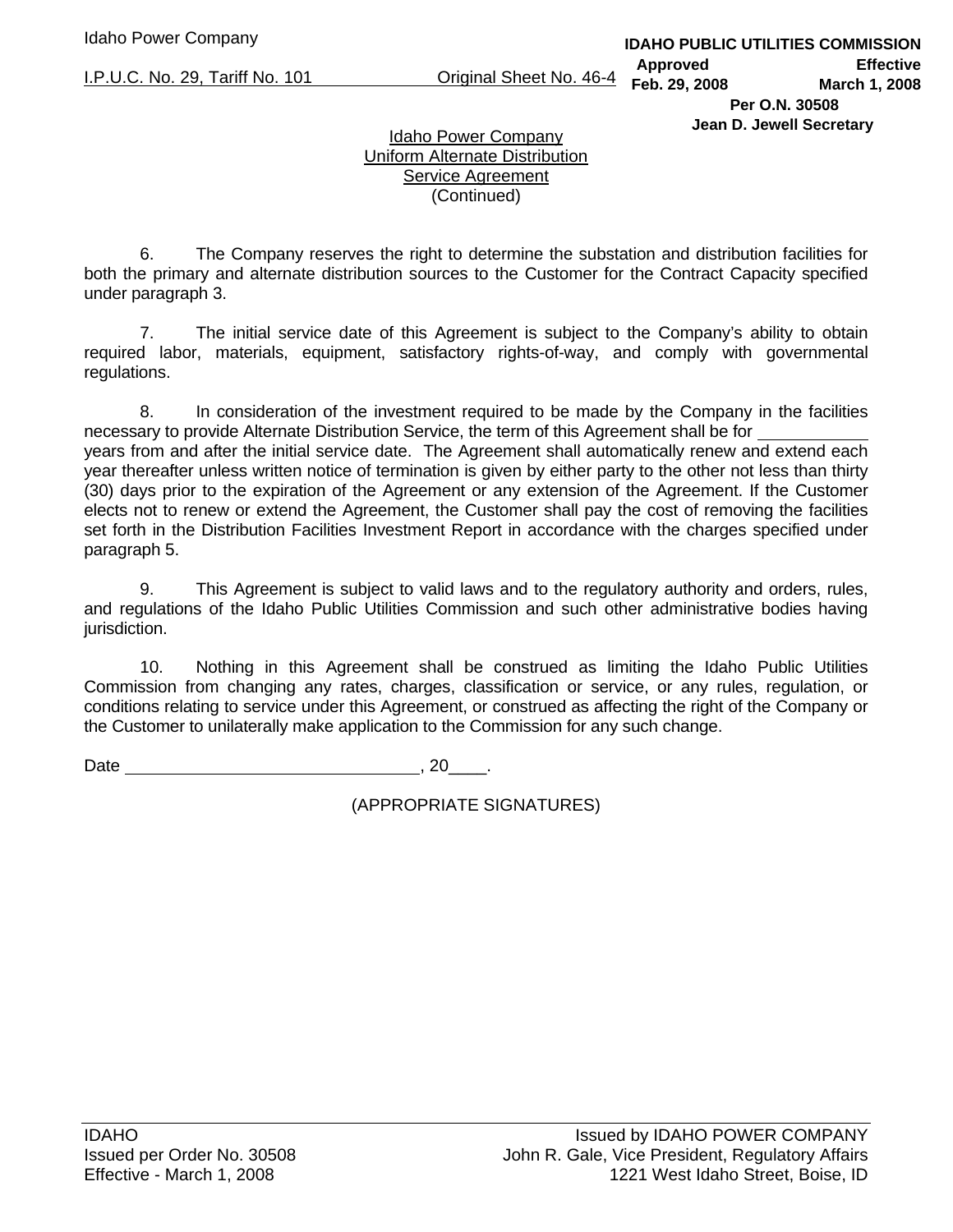Idaho Power Company
Uniform Alternate Distribution
Service Agreement
(Continued)

6. The Company reserves the right to determine the substation and distribution facilities for both the primary and alternate distribution sources to the Customer for the Contract Capacity specified under paragraph 3.

7. The initial service date of this Agreement is subject to the Company's ability to obtain required labor, materials, equipment, satisfactory rights-of-way, and comply with governmental regulations.

8. In consideration of the investment required to be made by the Company in the facilities necessary to provide Alternate Distribution Service, the term of this Agreement shall be for ____________ years from and after the initial service date. The Agreement shall automatically renew and extend each year thereafter unless written notice of termination is given by either party to the other not less than thirty (30) days prior to the expiration of the Agreement or any extension of the Agreement. If the Customer elects not to renew or extend the Agreement, the Customer shall pay the cost of removing the facilities set forth in the Distribution Facilities Investment Report in accordance with the charges specified under paragraph 5.

9. This Agreement is subject to valid laws and to the regulatory authority and orders, rules, and regulations of the Idaho Public Utilities Commission and such other administrative bodies having jurisdiction.

10. Nothing in this Agreement shall be construed as limiting the Idaho Public Utilities Commission from changing any rates, charges, classification or service, or any rules, regulation, or conditions relating to service under this Agreement, or construed as affecting the right of the Company or the Customer to unilaterally make application to the Commission for any such change.

Date ________________________________, 20____.

(APPROPRIATE SIGNATURES)